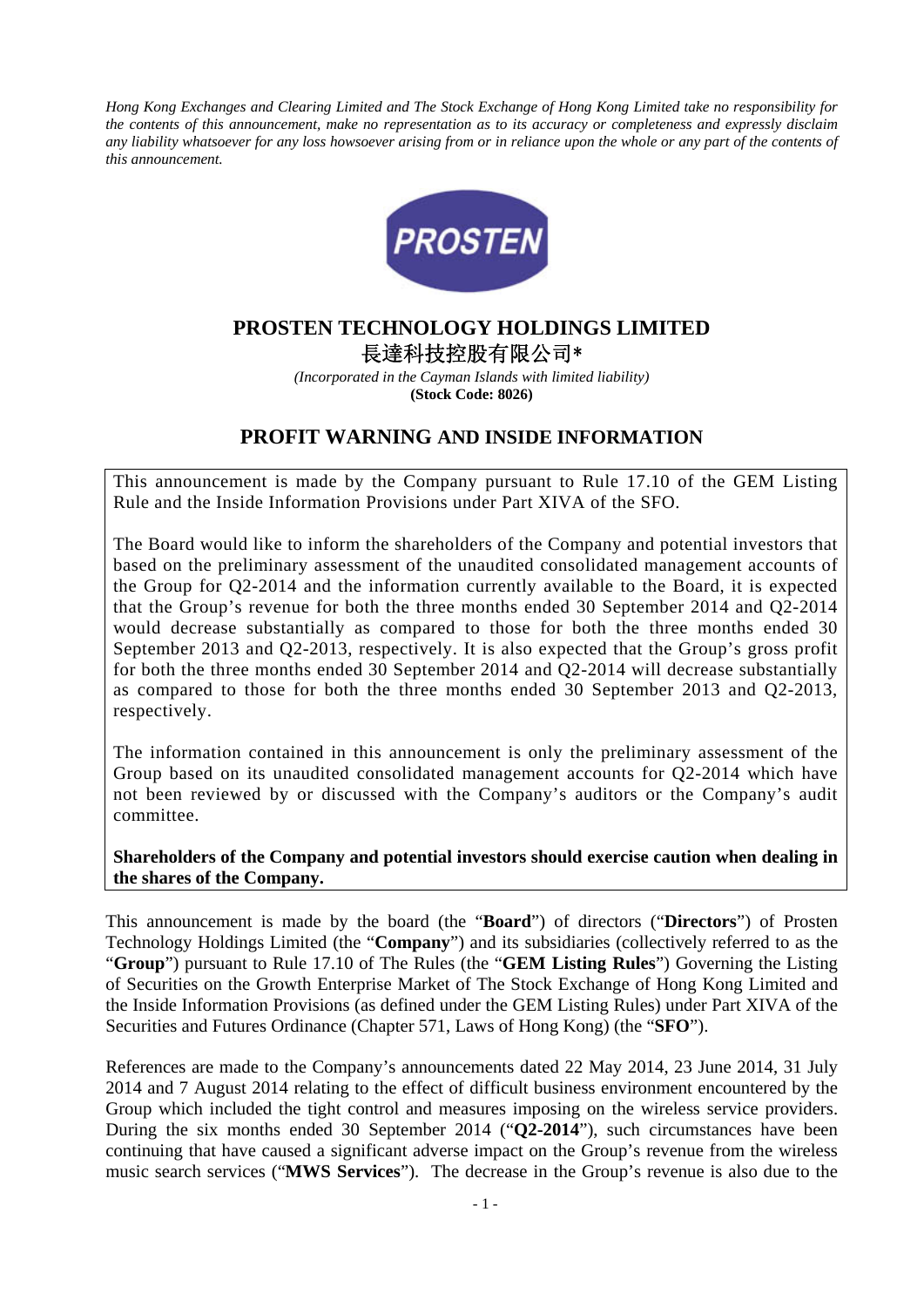*Hong Kong Exchanges and Clearing Limited and The Stock Exchange of Hong Kong Limited take no responsibility for the contents of this announcement, make no representation as to its accuracy or completeness and expressly disclaim any liability whatsoever for any loss howsoever arising from or in reliance upon the whole or any part of the contents of this announcement.*

PROSTEN

# PROSTEN TECHNOLOGY HOLDINGS LIMITED
# 長達科技控股有限公司*

*(Incorporated in the Cayman Islands with limited liability)*
**(Stock Code: 8026)**

## PROFIT WARNING AND INSIDE INFORMATION

This announcement is made by the Company pursuant to Rule 17.10 of the GEM Listing Rule and the Inside Information Provisions under Part XIVA of the SFO.

The Board would like to inform the shareholders of the Company and potential investors that based on the preliminary assessment of the unaudited consolidated management accounts of the Group for Q2-2014 and the information currently available to the Board, it is expected that the Group's revenue for both the three months ended 30 September 2014 and Q2-2014 would decrease substantially as compared to those for both the three months ended 30 September 2013 and Q2-2013, respectively. It is also expected that the Group's gross profit for both the three months ended 30 September 2014 and Q2-2014 will decrease substantially as compared to those for both the three months ended 30 September 2013 and Q2-2013, respectively.

The information contained in this announcement is only the preliminary assessment of the Group based on its unaudited consolidated management accounts for Q2-2014 which have not been reviewed by or discussed with the Company's auditors or the Company's audit committee.

**Shareholders of the Company and potential investors should exercise caution when dealing in the shares of the Company.**

This announcement is made by the board (the "**Board**") of directors ("**Directors**") of Prosten Technology Holdings Limited (the "**Company**") and its subsidiaries (collectively referred to as the "**Group**") pursuant to Rule 17.10 of The Rules (the "**GEM Listing Rules**") Governing the Listing of Securities on the Growth Enterprise Market of The Stock Exchange of Hong Kong Limited and the Inside Information Provisions (as defined under the GEM Listing Rules) under Part XIVA of the Securities and Futures Ordinance (Chapter 571, Laws of Hong Kong) (the "**SFO**").

References are made to the Company's announcements dated 22 May 2014, 23 June 2014, 31 July 2014 and 7 August 2014 relating to the effect of difficult business environment encountered by the Group which included the tight control and measures imposing on the wireless service providers. During the six months ended 30 September 2014 ("**Q2-2014**"), such circumstances have been continuing that have caused a significant adverse impact on the Group's revenue from the wireless music search services ("**MWS Services**"). The decrease in the Group's revenue is also due to the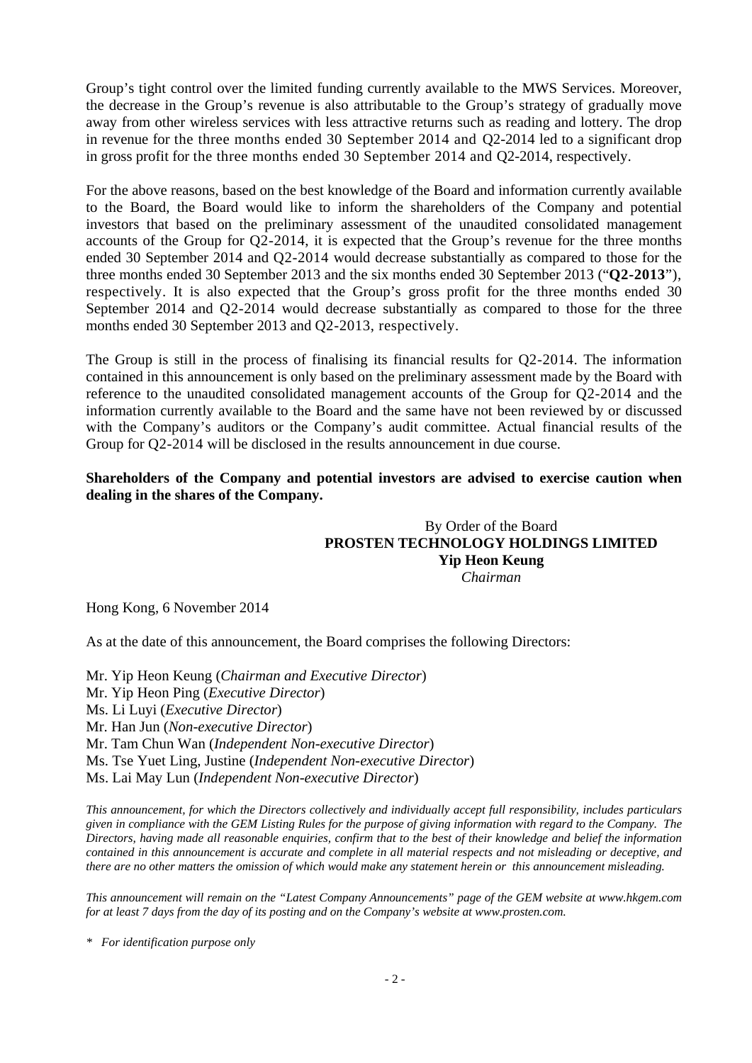Group's tight control over the limited funding currently available to the MWS Services. Moreover, the decrease in the Group's revenue is also attributable to the Group's strategy of gradually move away from other wireless services with less attractive returns such as reading and lottery. The drop in revenue for the three months ended 30 September 2014 and Q2-2014 led to a significant drop in gross profit for the three months ended 30 September 2014 and Q2-2014, respectively.

For the above reasons, based on the best knowledge of the Board and information currently available to the Board, the Board would like to inform the shareholders of the Company and potential investors that based on the preliminary assessment of the unaudited consolidated management accounts of the Group for Q2-2014, it is expected that the Group's revenue for the three months ended 30 September 2014 and Q2-2014 would decrease substantially as compared to those for the three months ended 30 September 2013 and the six months ended 30 September 2013 ("**Q2-2013**"), respectively. It is also expected that the Group's gross profit for the three months ended 30 September 2014 and Q2-2014 would decrease substantially as compared to those for the three months ended 30 September 2013 and Q2-2013, respectively.

The Group is still in the process of finalising its financial results for Q2-2014. The information contained in this announcement is only based on the preliminary assessment made by the Board with reference to the unaudited consolidated management accounts of the Group for Q2-2014 and the information currently available to the Board and the same have not been reviewed by or discussed with the Company's auditors or the Company's audit committee. Actual financial results of the Group for Q2-2014 will be disclosed in the results announcement in due course.

**Shareholders of the Company and potential investors are advised to exercise caution when dealing in the shares of the Company.**

By Order of the Board
**PROSTEN TECHNOLOGY HOLDINGS LIMITED**
**Yip Heon Keung**
*Chairman*

Hong Kong, 6 November 2014

As at the date of this announcement, the Board comprises the following Directors:

Mr. Yip Heon Keung (*Chairman and Executive Director*)
Mr. Yip Heon Ping (*Executive Director*)
Ms. Li Luyi (*Executive Director*)
Mr. Han Jun (*Non-executive Director*)
Mr. Tam Chun Wan (*Independent Non-executive Director*)
Ms. Tse Yuet Ling, Justine (*Independent Non-executive Director*)
Ms. Lai May Lun (*Independent Non-executive Director*)

*This announcement, for which the Directors collectively and individually accept full responsibility, includes particulars given in compliance with the GEM Listing Rules for the purpose of giving information with regard to the Company. The Directors, having made all reasonable enquiries, confirm that to the best of their knowledge and belief the information contained in this announcement is accurate and complete in all material respects and not misleading or deceptive, and there are no other matters the omission of which would make any statement herein or this announcement misleading.*

*This announcement will remain on the "Latest Company Announcements" page of the GEM website at www.hkgem.com for at least 7 days from the day of its posting and on the Company's website at www.prosten.com.*

* *For identification purpose only*